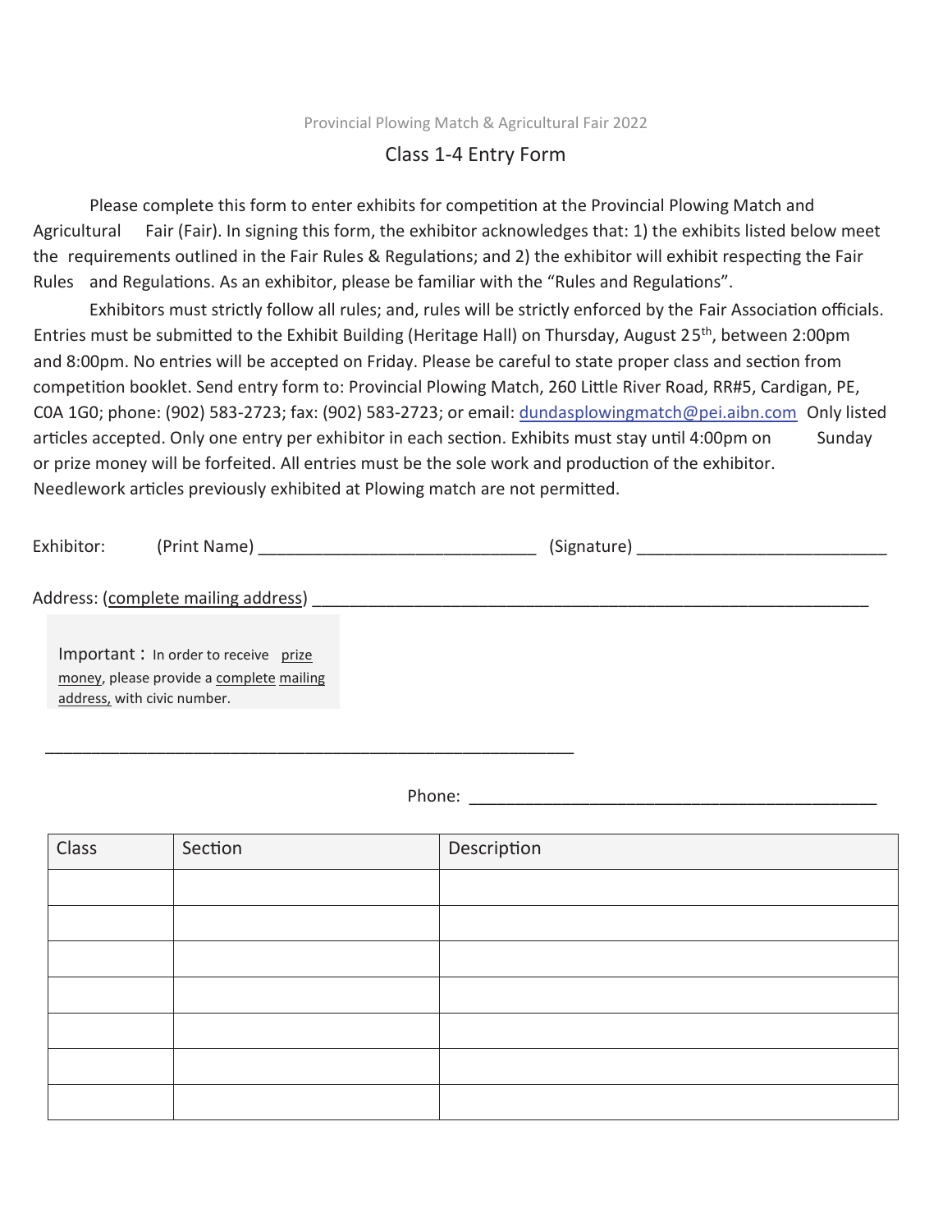Provincial Plowing Match & Agricultural Fair 2022

## Class 1-4 Entry Form

Please complete this form to enter exhibits for competition at the Provincial Plowing Match and Agricultural Fair (Fair). In signing this form, the exhibitor acknowledges that: 1) the exhibits listed below meet the requirements outlined in the Fair Rules & Regulations; and 2) the exhibitor will exhibit respecting the Fair Rules and Regulations. As an exhibitor, please be familiar with the "Rules and Regulations".

Exhibitors must strictly follow all rules; and, rules will be strictly enforced by the Fair Association officials. Entries must be submitted to the Exhibit Building (Heritage Hall) on Thursday, August 25th, between 2:00pm and 8:00pm. No entries will be accepted on Friday. Please be careful to state proper class and section from competition booklet. Send entry form to: Provincial Plowing Match, 260 Little River Road, RR#5, Cardigan, PE, C0A 1G0; phone: (902) 583-2723; fax: (902) 583-2723; or email: dundasplowingmatch@pei.aibn.com Only listed articles accepted. Only one entry per exhibitor in each section. Exhibits must stay until 4:00pm on Sunday or prize money will be forfeited. All entries must be the sole work and production of the exhibitor. Needlework articles previously exhibited at Plowing match are not permitted.

Exhibitor: (Print Name) ______________________________ (Signature) ___________________________

Address: (complete mailing address) ____________________________________________________________

> Important : In order to receive prize money, please provide a complete mailing address, with civic number.

__________________________________________________________

Phone: ____________________________________________

| Class | Section | Description |
|---|---|---|
| | | |
| | | |
| | | |
| | | |
| | | |
| | | |
| | | |